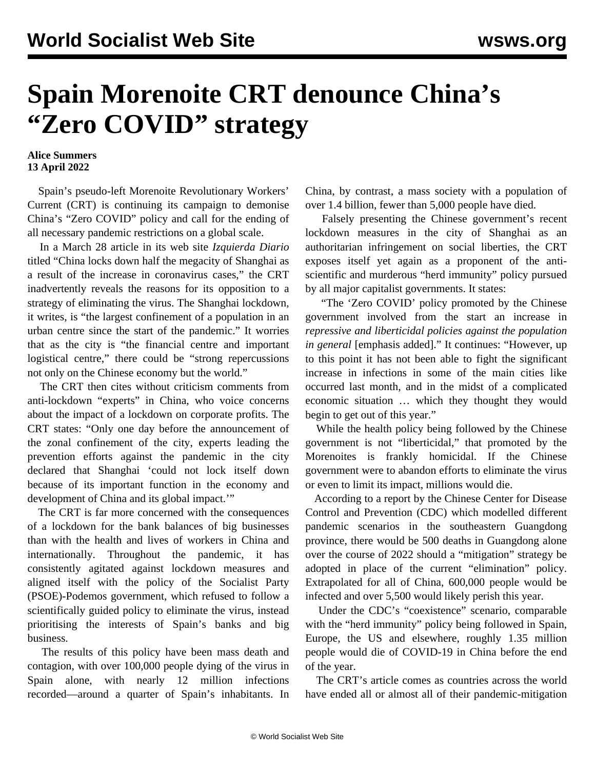# Spain Morenoite CRT denounce China's "Zero COVID" strategy

**Alice Summers**
**13 April 2022**

Spain's pseudo-left Morenoite Revolutionary Workers' Current (CRT) is continuing its campaign to demonise China's "Zero COVID" policy and call for the ending of all necessary pandemic restrictions on a global scale.

In a March 28 article in its web site *Izquierda Diario* titled "China locks down half the megacity of Shanghai as a result of the increase in coronavirus cases," the CRT inadvertently reveals the reasons for its opposition to a strategy of eliminating the virus. The Shanghai lockdown, it writes, is "the largest confinement of a population in an urban centre since the start of the pandemic." It worries that as the city is "the financial centre and important logistical centre," there could be "strong repercussions not only on the Chinese economy but the world."

The CRT then cites without criticism comments from anti-lockdown "experts" in China, who voice concerns about the impact of a lockdown on corporate profits. The CRT states: "Only one day before the announcement of the zonal confinement of the city, experts leading the prevention efforts against the pandemic in the city declared that Shanghai 'could not lock itself down because of its important function in the economy and development of China and its global impact.'"

The CRT is far more concerned with the consequences of a lockdown for the bank balances of big businesses than with the health and lives of workers in China and internationally. Throughout the pandemic, it has consistently agitated against lockdown measures and aligned itself with the policy of the Socialist Party (PSOE)-Podemos government, which refused to follow a scientifically guided policy to eliminate the virus, instead prioritising the interests of Spain's banks and big business.

The results of this policy have been mass death and contagion, with over 100,000 people dying of the virus in Spain alone, with nearly 12 million infections recorded—around a quarter of Spain's inhabitants. In China, by contrast, a mass society with a population of over 1.4 billion, fewer than 5,000 people have died.

Falsely presenting the Chinese government's recent lockdown measures in the city of Shanghai as an authoritarian infringement on social liberties, the CRT exposes itself yet again as a proponent of the anti-scientific and murderous "herd immunity" policy pursued by all major capitalist governments. It states:

"The 'Zero COVID' policy promoted by the Chinese government involved from the start an increase in *repressive and liberticidal policies against the population in general* [emphasis added]." It continues: "However, up to this point it has not been able to fight the significant increase in infections in some of the main cities like occurred last month, and in the midst of a complicated economic situation … which they thought they would begin to get out of this year."

While the health policy being followed by the Chinese government is not "liberticidal," that promoted by the Morenoites is frankly homicidal. If the Chinese government were to abandon efforts to eliminate the virus or even to limit its impact, millions would die.

According to a report by the Chinese Center for Disease Control and Prevention (CDC) which modelled different pandemic scenarios in the southeastern Guangdong province, there would be 500 deaths in Guangdong alone over the course of 2022 should a "mitigation" strategy be adopted in place of the current "elimination" policy. Extrapolated for all of China, 600,000 people would be infected and over 5,500 would likely perish this year.

Under the CDC's "coexistence" scenario, comparable with the "herd immunity" policy being followed in Spain, Europe, the US and elsewhere, roughly 1.35 million people would die of COVID-19 in China before the end of the year.

The CRT's article comes as countries across the world have ended all or almost all of their pandemic-mitigation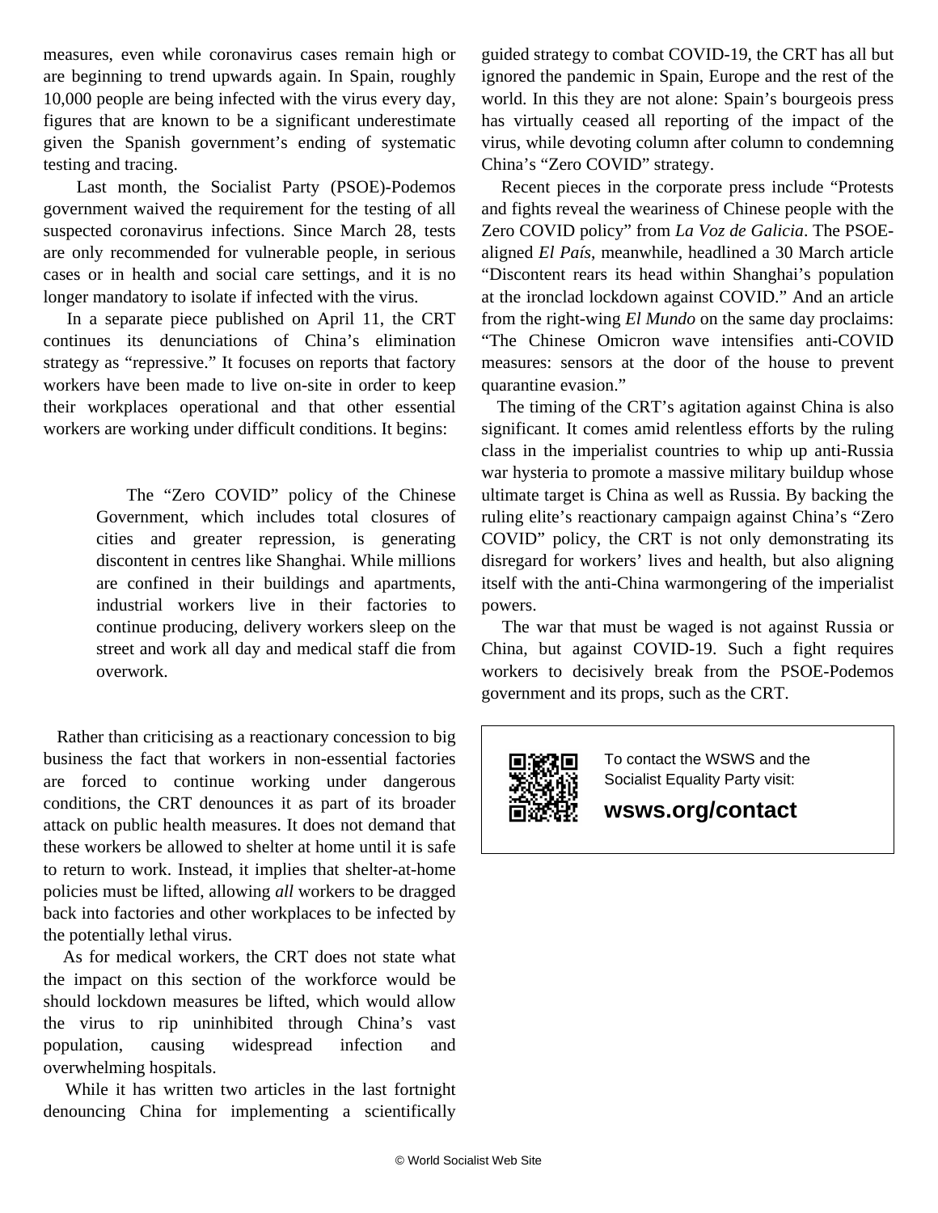measures, even while coronavirus cases remain high or are beginning to trend upwards again. In Spain, roughly 10,000 people are being infected with the virus every day, figures that are known to be a significant underestimate given the Spanish government's ending of systematic testing and tracing.

Last month, the Socialist Party (PSOE)-Podemos government waived the requirement for the testing of all suspected coronavirus infections. Since March 28, tests are only recommended for vulnerable people, in serious cases or in health and social care settings, and it is no longer mandatory to isolate if infected with the virus.

In a separate piece published on April 11, the CRT continues its denunciations of China's elimination strategy as "repressive." It focuses on reports that factory workers have been made to live on-site in order to keep their workplaces operational and that other essential workers are working under difficult conditions. It begins:

> The "Zero COVID" policy of the Chinese Government, which includes total closures of cities and greater repression, is generating discontent in centres like Shanghai. While millions are confined in their buildings and apartments, industrial workers live in their factories to continue producing, delivery workers sleep on the street and work all day and medical staff die from overwork.

Rather than criticising as a reactionary concession to big business the fact that workers in non-essential factories are forced to continue working under dangerous conditions, the CRT denounces it as part of its broader attack on public health measures. It does not demand that these workers be allowed to shelter at home until it is safe to return to work. Instead, it implies that shelter-at-home policies must be lifted, allowing *all* workers to be dragged back into factories and other workplaces to be infected by the potentially lethal virus.

As for medical workers, the CRT does not state what the impact on this section of the workforce would be should lockdown measures be lifted, which would allow the virus to rip uninhibited through China's vast population, causing widespread infection and overwhelming hospitals.

While it has written two articles in the last fortnight denouncing China for implementing a scientifically guided strategy to combat COVID-19, the CRT has all but ignored the pandemic in Spain, Europe and the rest of the world. In this they are not alone: Spain's bourgeois press has virtually ceased all reporting of the impact of the virus, while devoting column after column to condemning China's "Zero COVID" strategy.

Recent pieces in the corporate press include "Protests and fights reveal the weariness of Chinese people with the Zero COVID policy" from *La Voz de Galicia*. The PSOE-aligned *El País*, meanwhile, headlined a 30 March article "Discontent rears its head within Shanghai's population at the ironclad lockdown against COVID." And an article from the right-wing *El Mundo* on the same day proclaims: "The Chinese Omicron wave intensifies anti-COVID measures: sensors at the door of the house to prevent quarantine evasion."

The timing of the CRT's agitation against China is also significant. It comes amid relentless efforts by the ruling class in the imperialist countries to whip up anti-Russia war hysteria to promote a massive military buildup whose ultimate target is China as well as Russia. By backing the ruling elite's reactionary campaign against China's "Zero COVID" policy, the CRT is not only demonstrating its disregard for workers' lives and health, but also aligning itself with the anti-China warmongering of the imperialist powers.

The war that must be waged is not against Russia or China, but against COVID-19. Such a fight requires workers to decisively break from the PSOE-Podemos government and its props, such as the CRT.

To contact the WSWS and the Socialist Equality Party visit:

**wsws.org/contact**